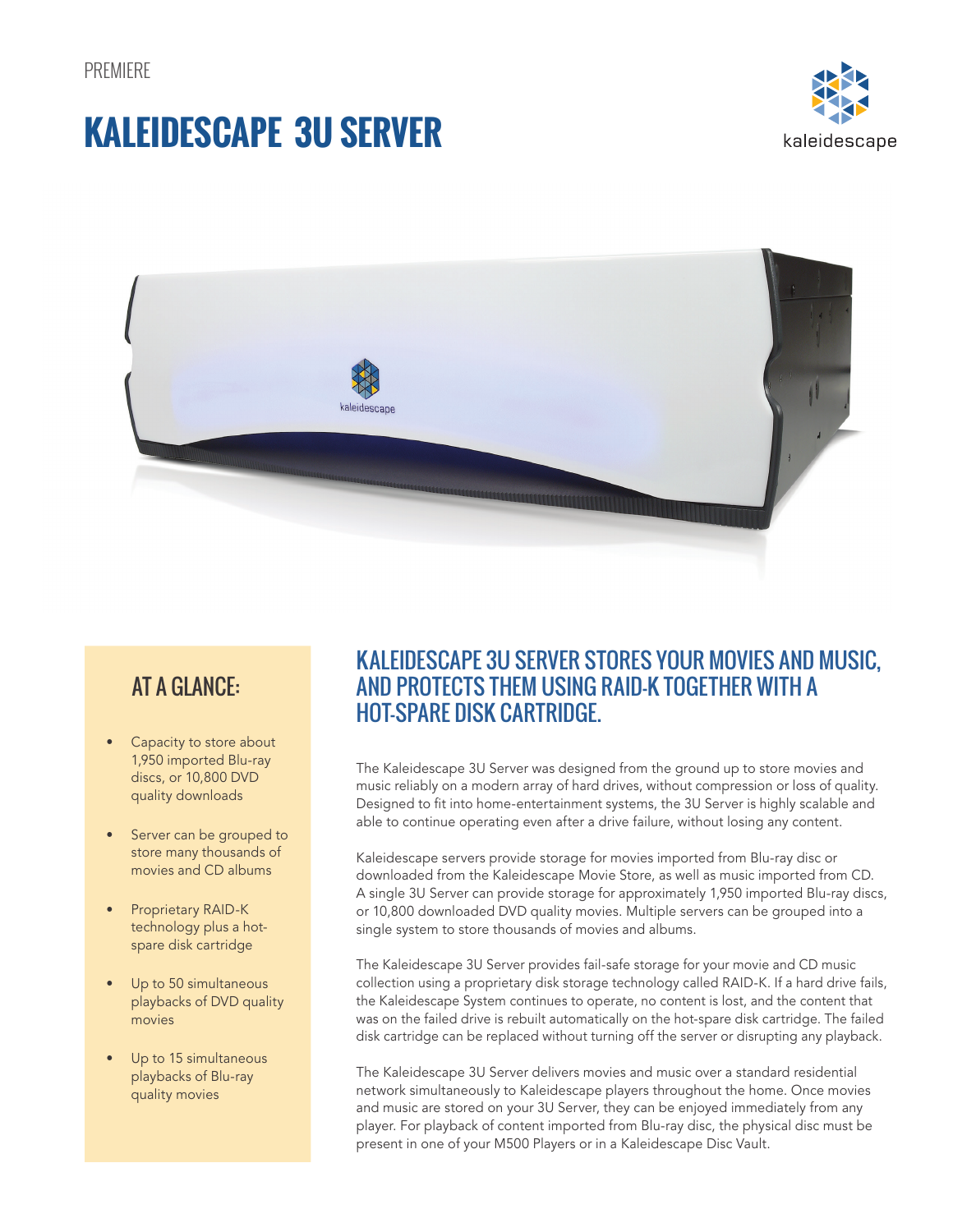PREMIERE

# KALEIDESCAPE 3U SERVER

## AT A GLANCE:

- Capacity to store about 1,950 imported Blu-ray discs, or 10,800 DVD quality downloads
- Server can be grouped to store many thousands of movies and CD albums
- Proprietary RAID-K technology plus a hot-spare disk cartridge
- Up to 50 simultaneous playbacks of DVD quality movies
- Up to 15 simultaneous playbacks of Blu-ray quality movies

## KALEIDESCAPE 3U SERVER STORES YOUR MOVIES AND MUSIC, AND PROTECTS THEM USING RAID-K TOGETHER WITH A HOT-SPARE DISK CARTRIDGE.

The Kaleidescape 3U Server was designed from the ground up to store movies and music reliably on a modern array of hard drives, without compression or loss of quality. Designed to fit into home-entertainment systems, the 3U Server is highly scalable and able to continue operating even after a drive failure, without losing any content.

Kaleidescape servers provide storage for movies imported from Blu-ray disc or downloaded from the Kaleidescape Movie Store, as well as music imported from CD. A single 3U Server can provide storage for approximately 1,950 imported Blu-ray discs, or 10,800 downloaded DVD quality movies. Multiple servers can be grouped into a single system to store thousands of movies and albums.

The Kaleidescape 3U Server provides fail-safe storage for your movie and CD music collection using a proprietary disk storage technology called RAID-K. If a hard drive fails, the Kaleidescape System continues to operate, no content is lost, and the content that was on the failed drive is rebuilt automatically on the hot-spare disk cartridge. The failed disk cartridge can be replaced without turning off the server or disrupting any playback.

The Kaleidescape 3U Server delivers movies and music over a standard residential network simultaneously to Kaleidescape players throughout the home. Once movies and music are stored on your 3U Server, they can be enjoyed immediately from any player. For playback of content imported from Blu-ray disc, the physical disc must be present in one of your M500 Players or in a Kaleidescape Disc Vault.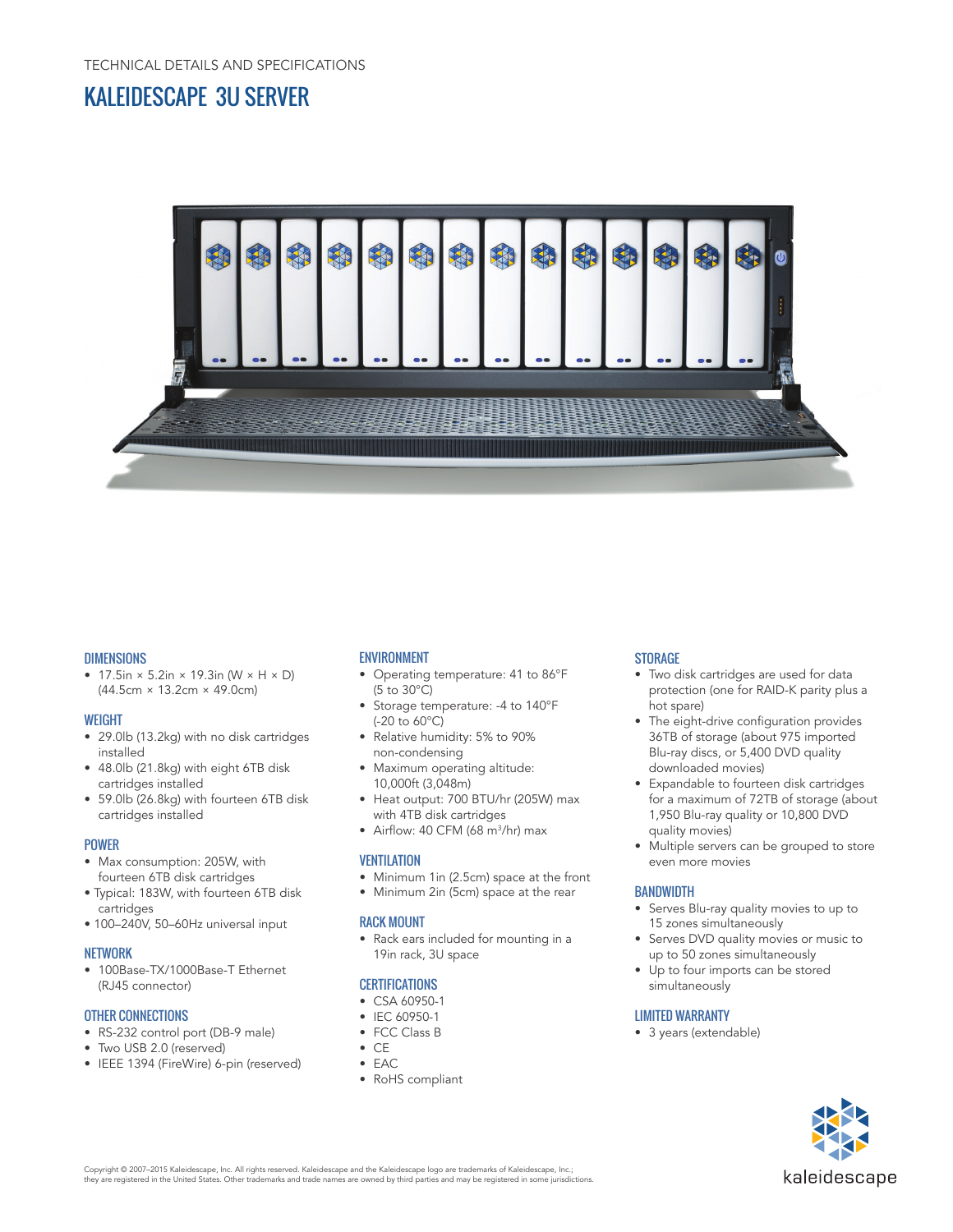TECHNICAL DETAILS AND SPECIFICATIONS

# KALEIDESCAPE 3U SERVER

## DIMENSIONS

- 17.5in × 5.2in × 19.3in (W × H × D) (44.5cm × 13.2cm × 49.0cm)

## WEIGHT

- 29.0lb (13.2kg) with no disk cartridges installed
- 48.0lb (21.8kg) with eight 6TB disk cartridges installed
- 59.0lb (26.8kg) with fourteen 6TB disk cartridges installed

## POWER

- Max consumption: 205W, with fourteen 6TB disk cartridges
- Typical: 183W, with fourteen 6TB disk cartridges
- 100–240V, 50–60Hz universal input

## NETWORK

- 100Base-TX/1000Base-T Ethernet (RJ45 connector)

## OTHER CONNECTIONS

- RS-232 control port (DB-9 male)
- Two USB 2.0 (reserved)
- IEEE 1394 (FireWire) 6-pin (reserved)

## ENVIRONMENT

- Operating temperature: 41 to 86°F (5 to 30°C)
- Storage temperature: -4 to 140°F (-20 to 60°C)
- Relative humidity: 5% to 90% non-condensing
- Maximum operating altitude: 10,000ft (3,048m)
- Heat output: 700 BTU/hr (205W) max with 4TB disk cartridges
- Airflow: 40 CFM (68 $m^3$/hr) max

## VENTILATION

- Minimum 1in (2.5cm) space at the front
- Minimum 2in (5cm) space at the rear

## RACK MOUNT

- Rack ears included for mounting in a 19in rack, 3U space

## CERTIFICATIONS

- CSA 60950-1
- IEC 60950-1
- FCC Class B
- CE
- EAC
- RoHS compliant

## STORAGE

- Two disk cartridges are used for data protection (one for RAID-K parity plus a hot spare)
- The eight-drive configuration provides 36TB of storage (about 975 imported Blu-ray discs, or 5,400 DVD quality downloaded movies)
- Expandable to fourteen disk cartridges for a maximum of 72TB of storage (about 1,950 Blu-ray quality or 10,800 DVD quality movies)
- Multiple servers can be grouped to store even more movies

## BANDWIDTH

- Serves Blu-ray quality movies to up to 15 zones simultaneously
- Serves DVD quality movies or music to up to 50 zones simultaneously
- Up to four imports can be stored simultaneously

## LIMITED WARRANTY

- 3 years (extendable)

Copyright © 2007–2015 Kaleidescape, Inc. All rights reserved. Kaleidescape and the Kaleidescape logo are trademarks of Kaleidescape, Inc.; they are registered in the United States. Other trademarks and trade names are owned by third parties and may be registered in some jurisdictions.

kaleidescape